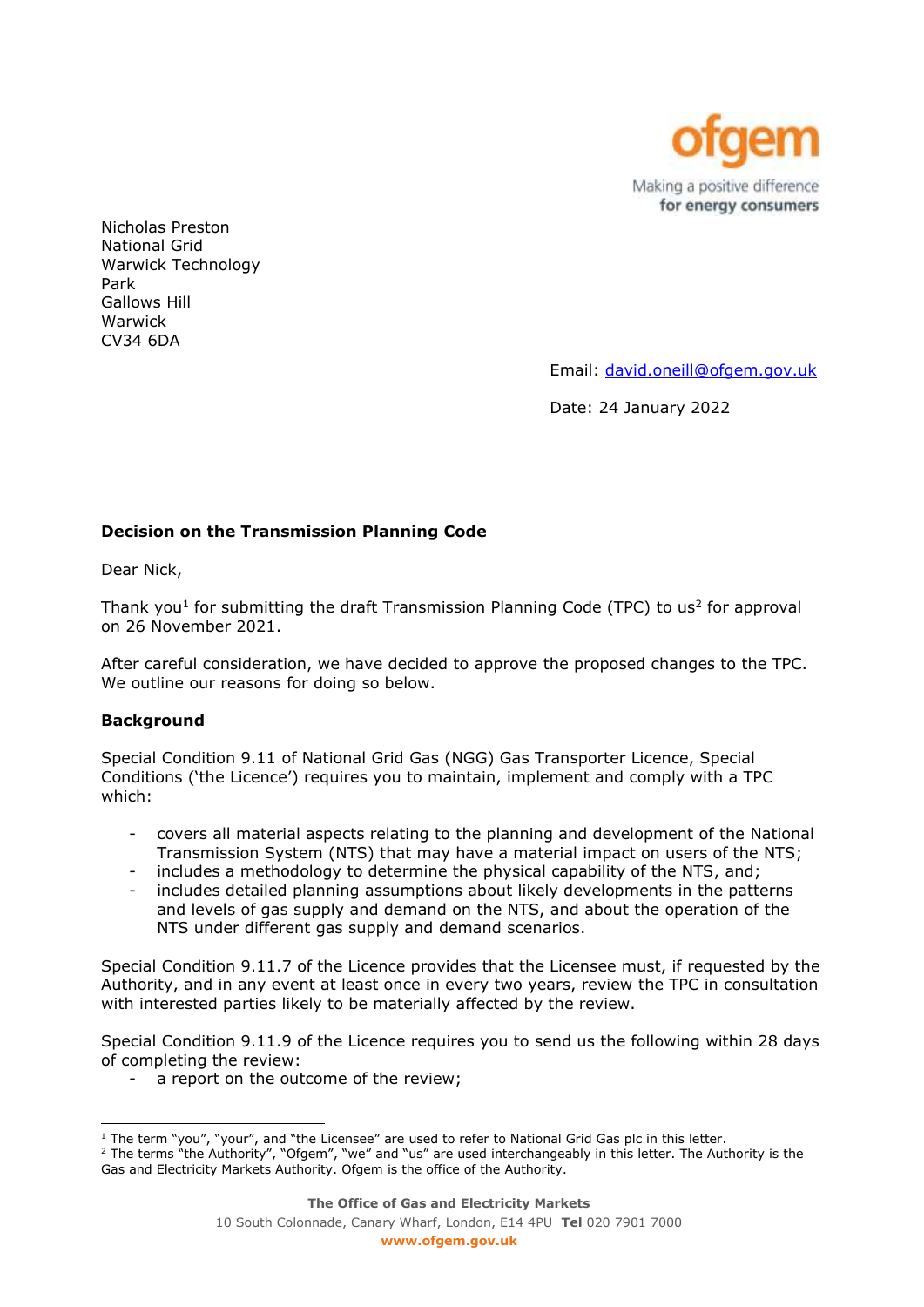ofgem

Making a positive difference for energy consumers

Nicholas Preston
National Grid
Warwick Technology Park
Gallows Hill
Warwick
CV34 6DA

Email: david.oneill@ofgem.gov.uk

Date: 24 January 2022

**Decision on the Transmission Planning Code**

Dear Nick,

Thank you[1] for submitting the draft Transmission Planning Code (TPC) to us[2] for approval on 26 November 2021.

After careful consideration, we have decided to approve the proposed changes to the TPC. We outline our reasons for doing so below.

**Background**

Special Condition 9.11 of National Grid Gas (NGG) Gas Transporter Licence, Special Conditions ('the Licence') requires you to maintain, implement and comply with a TPC which:

- covers all material aspects relating to the planning and development of the National Transmission System (NTS) that may have a material impact on users of the NTS;
- includes a methodology to determine the physical capability of the NTS, and;
- includes detailed planning assumptions about likely developments in the patterns and levels of gas supply and demand on the NTS, and about the operation of the NTS under different gas supply and demand scenarios.

Special Condition 9.11.7 of the Licence provides that the Licensee must, if requested by the Authority, and in any event at least once in every two years, review the TPC in consultation with interested parties likely to be materially affected by the review.

Special Condition 9.11.9 of the Licence requires you to send us the following within 28 days of completing the review:

- a report on the outcome of the review;

[1] The term "you", "your", and "the Licensee" are used to refer to National Grid Gas plc in this letter.

[2] The terms "the Authority", "Ofgem", "we" and "us" are used interchangeably in this letter. The Authority is the Gas and Electricity Markets Authority. Ofgem is the office of the Authority.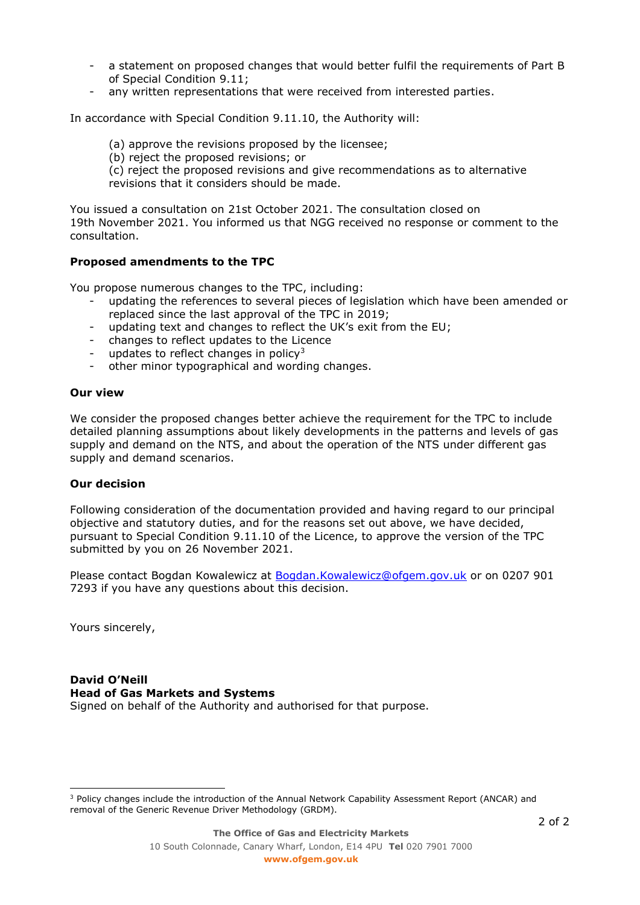- a statement on proposed changes that would better fulfil the requirements of Part B of Special Condition 9.11;
- any written representations that were received from interested parties.

In accordance with Special Condition 9.11.10, the Authority will:

(a) approve the revisions proposed by the licensee;
(b) reject the proposed revisions; or
(c) reject the proposed revisions and give recommendations as to alternative revisions that it considers should be made.

You issued a consultation on 21st October 2021. The consultation closed on 19th November 2021. You informed us that NGG received no response or comment to the consultation.

**Proposed amendments to the TPC**

You propose numerous changes to the TPC, including:

- updating the references to several pieces of legislation which have been amended or replaced since the last approval of the TPC in 2019;
- updating text and changes to reflect the UK's exit from the EU;
- changes to reflect updates to the Licence
- updates to reflect changes in policy[3]
- other minor typographical and wording changes.

**Our view**

We consider the proposed changes better achieve the requirement for the TPC to include detailed planning assumptions about likely developments in the patterns and levels of gas supply and demand on the NTS, and about the operation of the NTS under different gas supply and demand scenarios.

**Our decision**

Following consideration of the documentation provided and having regard to our principal objective and statutory duties, and for the reasons set out above, we have decided, pursuant to Special Condition 9.11.10 of the Licence, to approve the version of the TPC submitted by you on 26 November 2021.

Please contact Bogdan Kowalewicz at Bogdan.Kowalewicz@ofgem.gov.uk or on 0207 901 7293 if you have any questions about this decision.

Yours sincerely,

**David O'Neill**
**Head of Gas Markets and Systems**
Signed on behalf of the Authority and authorised for that purpose.

[3] Policy changes include the introduction of the Annual Network Capability Assessment Report (ANCAR) and removal of the Generic Revenue Driver Methodology (GRDM).